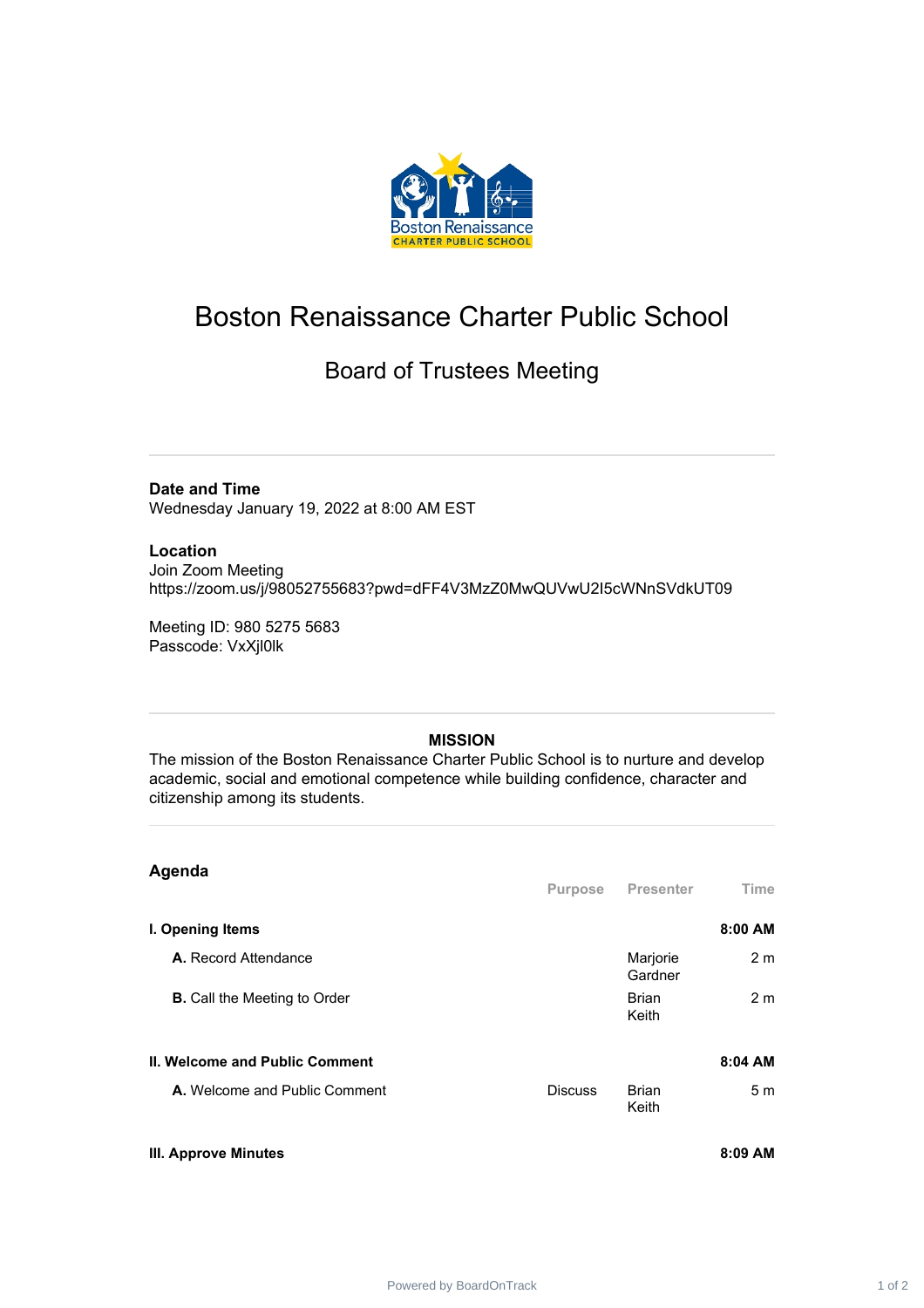# Boston Renaissance Charter Public School

## Board of Trustees Meeting

**Date and Time**
Wednesday January 19, 2022 at 8:00 AM EST

**Location**
Join Zoom Meeting
https://zoom.us/j/98052755683?pwd=dFF4V3MzZ0MwQUVwU2I5cWNnSVdkUT09

Meeting ID: 980 5275 5683
Passcode: VxXjl0lk

**MISSION**

The mission of the Boston Renaissance Charter Public School is to nurture and develop academic, social and emotional competence while building confidence, character and citizenship among its students.

## Agenda

| | Purpose | Presenter | Time |
|---|---|---|---|
| **I. Opening Items** | | | **8:00 AM** |
| **A.** Record Attendance | | Marjorie Gardner | 2 m |
| **B.** Call the Meeting to Order | | Brian Keith | 2 m |
| **II. Welcome and Public Comment** | | | **8:04 AM** |
| **A.** Welcome and Public Comment | Discuss | Brian Keith | 5 m |
| **III. Approve Minutes** | | | **8:09 AM** |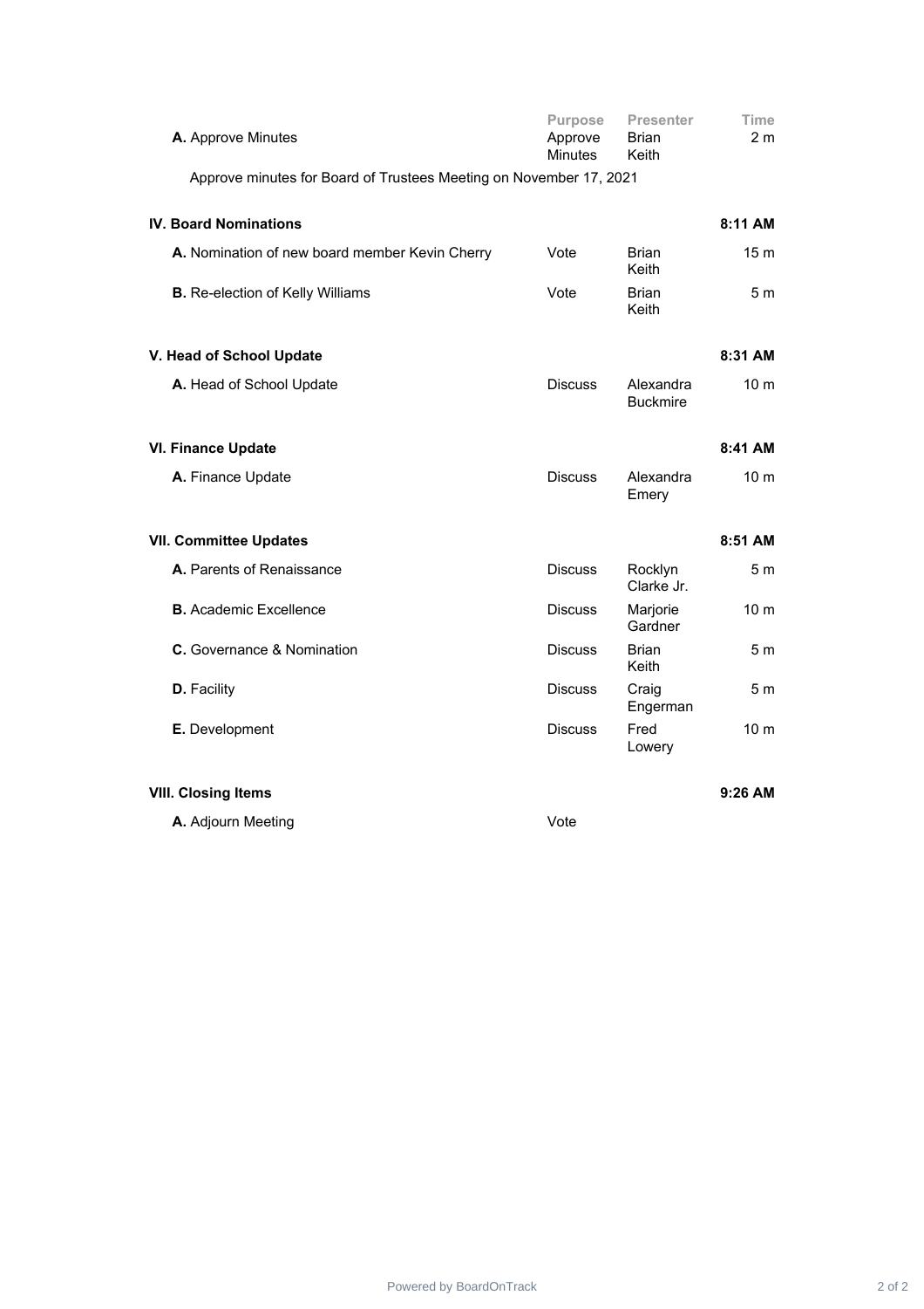| | Purpose | Presenter | Time |
|---|---|---|---|
| **A.** Approve Minutes | Approve Minutes | Brian Keith | 2 m |

Approve minutes for Board of Trustees Meeting on November 17, 2021

## IV. Board Nominations — 8:11 AM

| | Purpose | Presenter | Time |
|---|---|---|---|
| **A.** Nomination of new board member Kevin Cherry | Vote | Brian Keith | 15 m |
| **B.** Re-election of Kelly Williams | Vote | Brian Keith | 5 m |

## V. Head of School Update — 8:31 AM

| | Purpose | Presenter | Time |
|---|---|---|---|
| **A.** Head of School Update | Discuss | Alexandra Buckmire | 10 m |

## VI. Finance Update — 8:41 AM

| | Purpose | Presenter | Time |
|---|---|---|---|
| **A.** Finance Update | Discuss | Alexandra Emery | 10 m |

## VII. Committee Updates — 8:51 AM

| | Purpose | Presenter | Time |
|---|---|---|---|
| **A.** Parents of Renaissance | Discuss | Rocklyn Clarke Jr. | 5 m |
| **B.** Academic Excellence | Discuss | Marjorie Gardner | 10 m |
| **C.** Governance & Nomination | Discuss | Brian Keith | 5 m |
| **D.** Facility | Discuss | Craig Engerman | 5 m |
| **E.** Development | Discuss | Fred Lowery | 10 m |

## VIII. Closing Items — 9:26 AM

| | Purpose | Presenter | Time |
|---|---|---|---|
| **A.** Adjourn Meeting | Vote | | |

Powered by BoardOnTrack